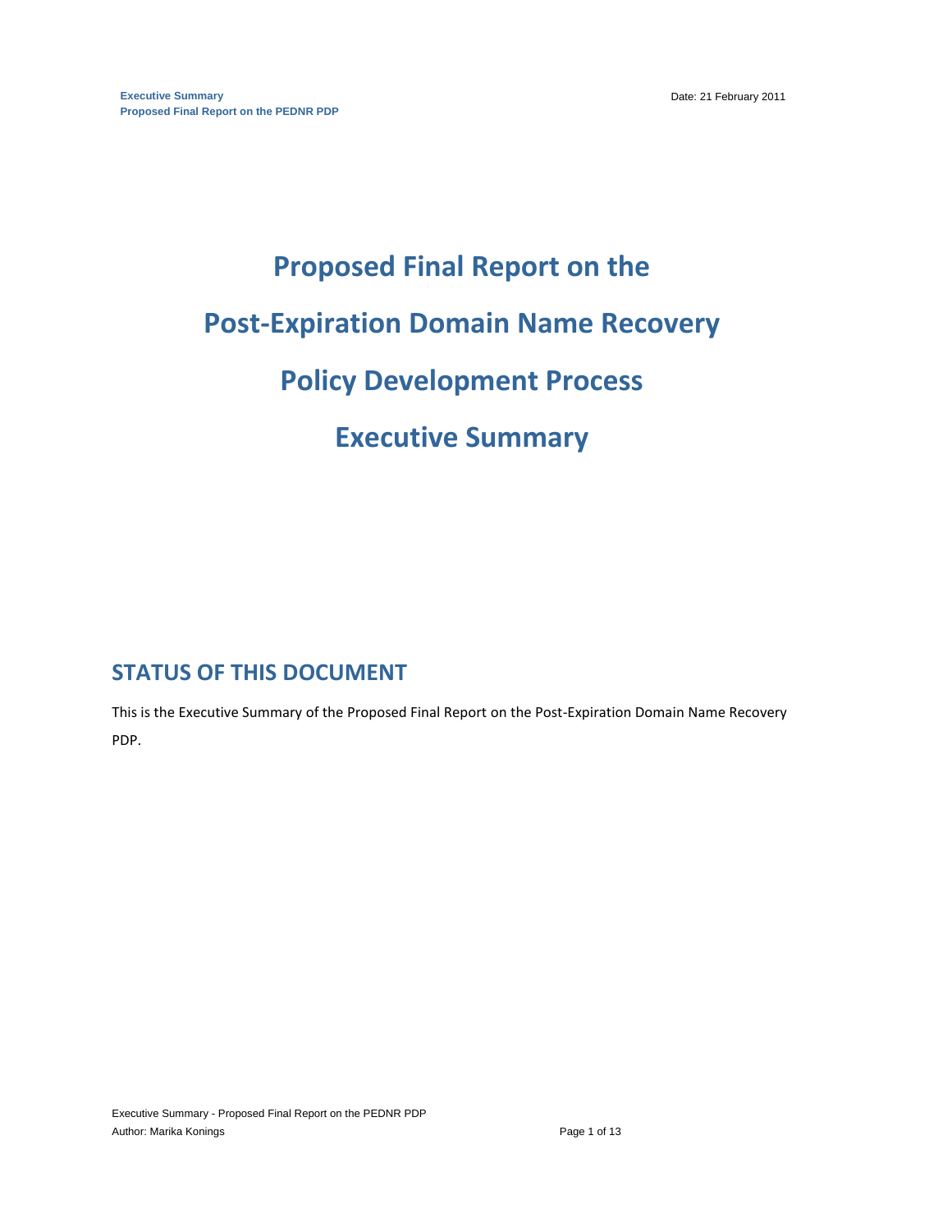# Proposed Final Report on the Post-Expiration Domain Name Recovery Policy Development Process Executive Summary

## STATUS OF THIS DOCUMENT

This is the Executive Summary of the Proposed Final Report on the Post-Expiration Domain Name Recovery PDP.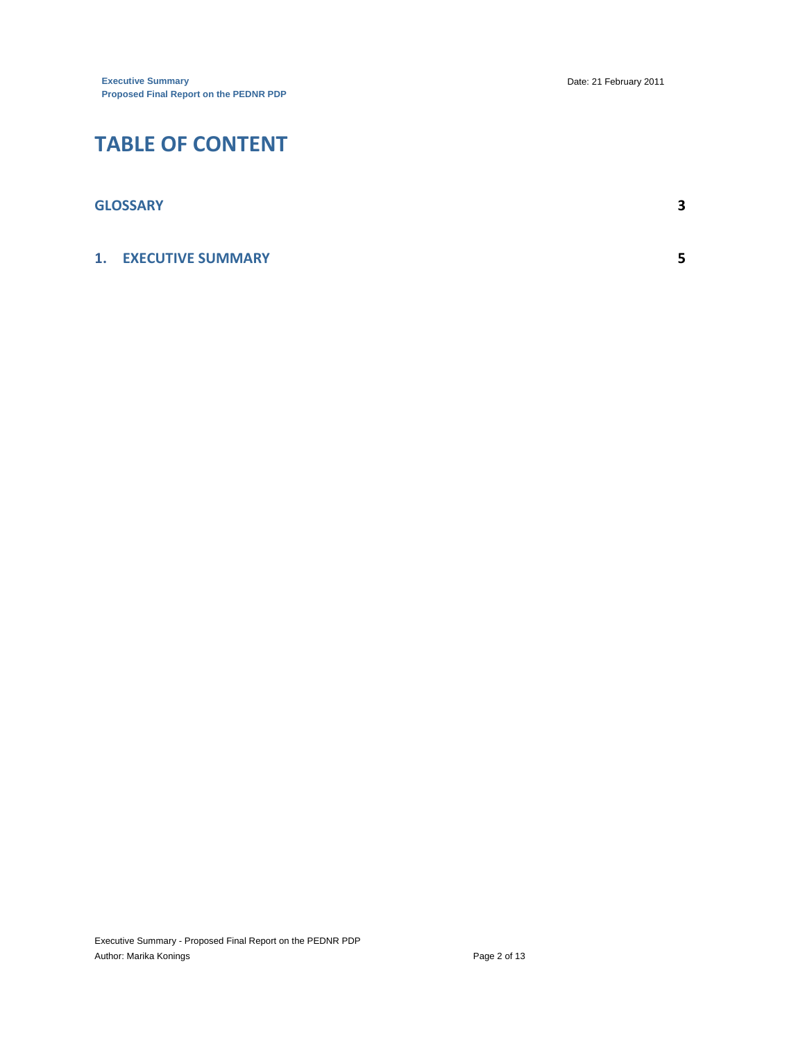# TABLE OF CONTENT

| | |
|---|---|
| **GLOSSARY** | **3** |
| **1. EXECUTIVE SUMMARY** | **5** |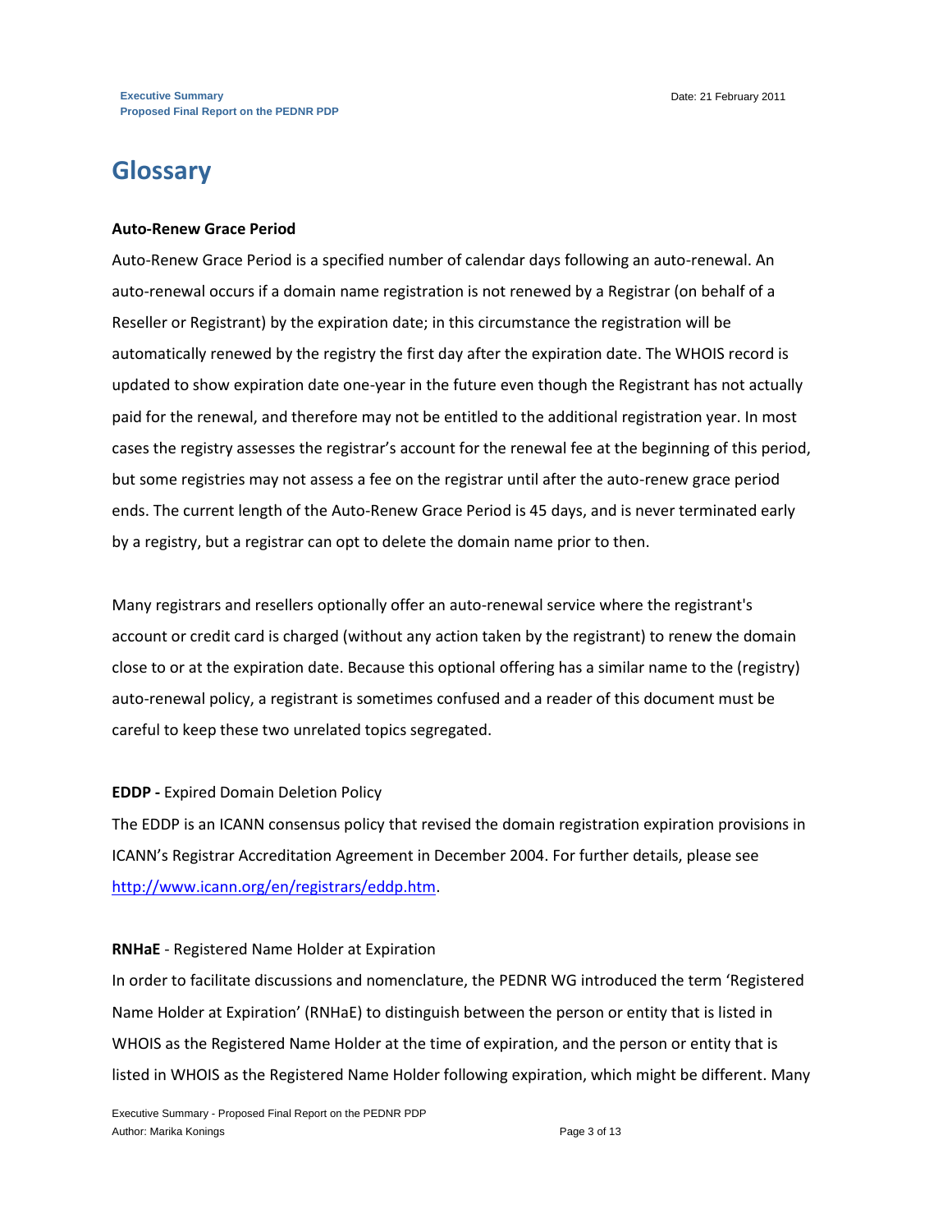# Glossary

**Auto-Renew Grace Period**

Auto-Renew Grace Period is a specified number of calendar days following an auto-renewal. An auto-renewal occurs if a domain name registration is not renewed by a Registrar (on behalf of a Reseller or Registrant) by the expiration date; in this circumstance the registration will be automatically renewed by the registry the first day after the expiration date. The WHOIS record is updated to show expiration date one-year in the future even though the Registrant has not actually paid for the renewal, and therefore may not be entitled to the additional registration year. In most cases the registry assesses the registrar's account for the renewal fee at the beginning of this period, but some registries may not assess a fee on the registrar until after the auto-renew grace period ends. The current length of the Auto-Renew Grace Period is 45 days, and is never terminated early by a registry, but a registrar can opt to delete the domain name prior to then.

Many registrars and resellers optionally offer an auto-renewal service where the registrant's account or credit card is charged (without any action taken by the registrant) to renew the domain close to or at the expiration date. Because this optional offering has a similar name to the (registry) auto-renewal policy, a registrant is sometimes confused and a reader of this document must be careful to keep these two unrelated topics segregated.

**EDDP -** Expired Domain Deletion Policy

The EDDP is an ICANN consensus policy that revised the domain registration expiration provisions in ICANN's Registrar Accreditation Agreement in December 2004. For further details, please see [http://www.icann.org/en/registrars/eddp.htm](http://www.icann.org/en/registrars/eddp.htm).

**RNHaE** - Registered Name Holder at Expiration

In order to facilitate discussions and nomenclature, the PEDNR WG introduced the term 'Registered Name Holder at Expiration' (RNHaE) to distinguish between the person or entity that is listed in WHOIS as the Registered Name Holder at the time of expiration, and the person or entity that is listed in WHOIS as the Registered Name Holder following expiration, which might be different. Many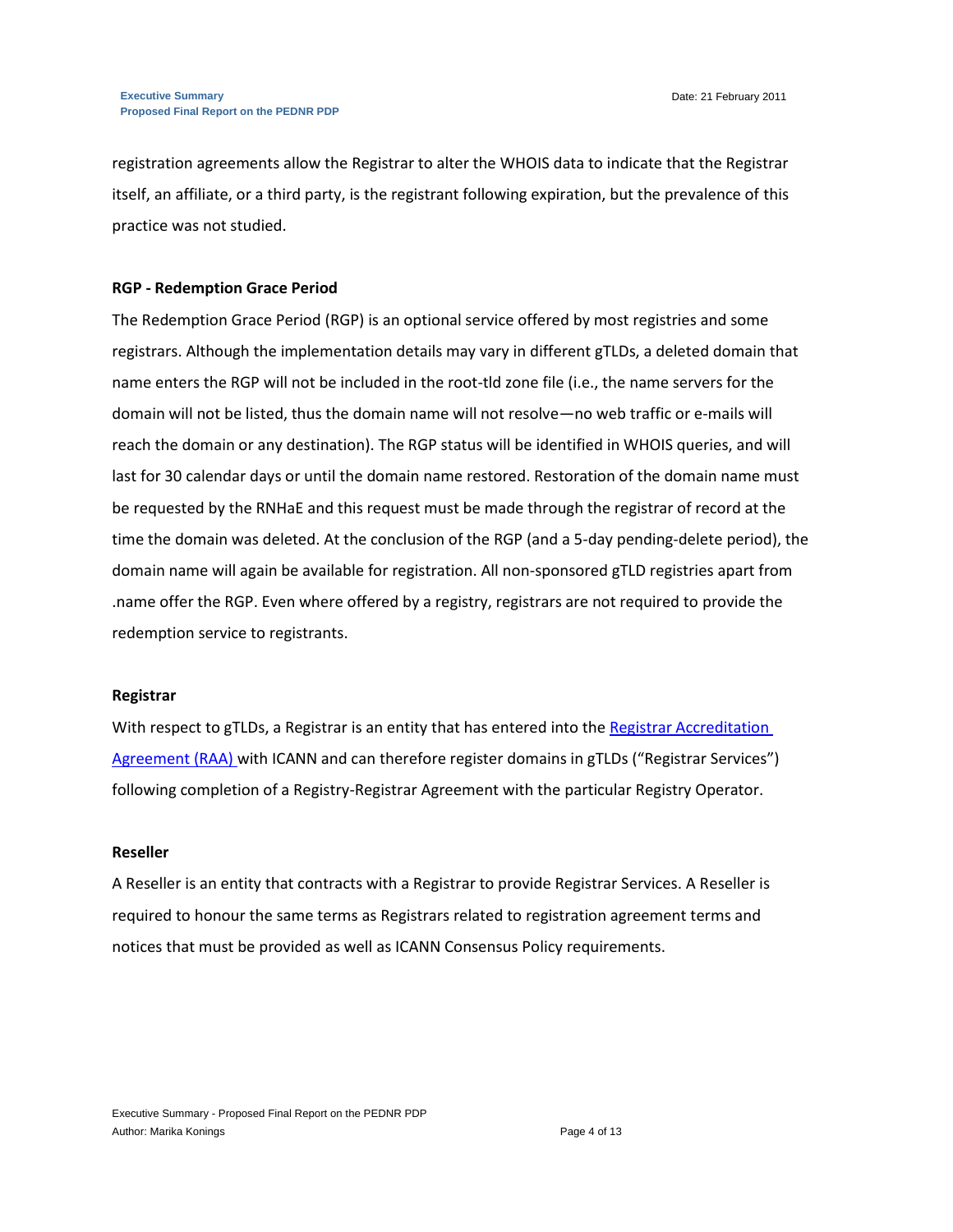registration agreements allow the Registrar to alter the WHOIS data to indicate that the Registrar itself, an affiliate, or a third party, is the registrant following expiration, but the prevalence of this practice was not studied.

**RGP - Redemption Grace Period**

The Redemption Grace Period (RGP) is an optional service offered by most registries and some registrars. Although the implementation details may vary in different gTLDs, a deleted domain that name enters the RGP will not be included in the root-tld zone file (i.e., the name servers for the domain will not be listed, thus the domain name will not resolve—no web traffic or e-mails will reach the domain or any destination). The RGP status will be identified in WHOIS queries, and will last for 30 calendar days or until the domain name restored. Restoration of the domain name must be requested by the RNHaE and this request must be made through the registrar of record at the time the domain was deleted. At the conclusion of the RGP (and a 5-day pending-delete period), the domain name will again be available for registration. All non-sponsored gTLD registries apart from .name offer the RGP. Even where offered by a registry, registrars are not required to provide the redemption service to registrants.

**Registrar**

With respect to gTLDs, a Registrar is an entity that has entered into the [Registrar Accreditation Agreement (RAA)](#) with ICANN and can therefore register domains in gTLDs ("Registrar Services") following completion of a Registry-Registrar Agreement with the particular Registry Operator.

**Reseller**

A Reseller is an entity that contracts with a Registrar to provide Registrar Services. A Reseller is required to honour the same terms as Registrars related to registration agreement terms and notices that must be provided as well as ICANN Consensus Policy requirements.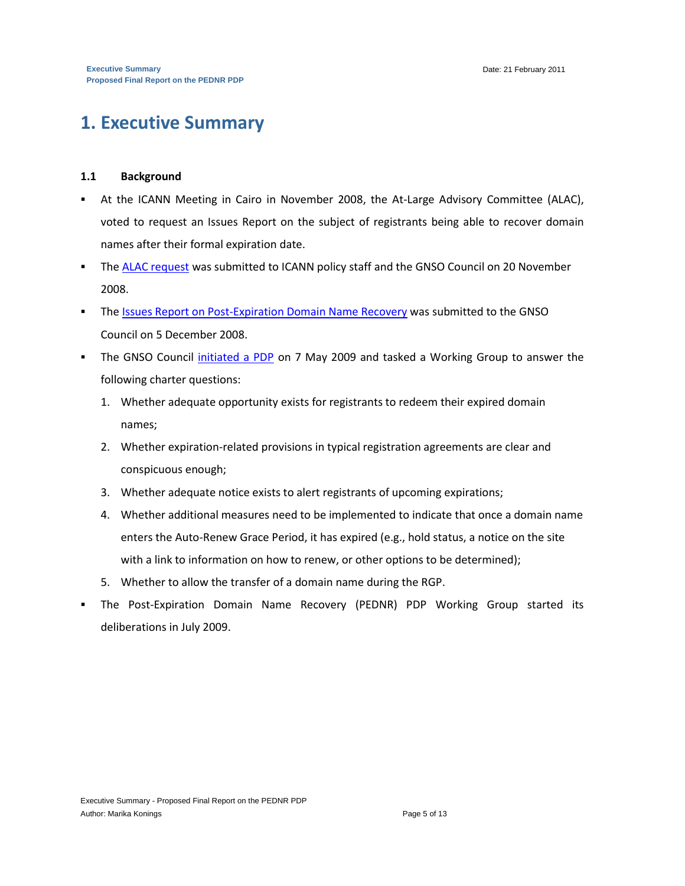# 1. Executive Summary

## 1.1 Background

- At the ICANN Meeting in Cairo in November 2008, the At-Large Advisory Committee (ALAC), voted to request an Issues Report on the subject of registrants being able to recover domain names after their formal expiration date.
- The ALAC request was submitted to ICANN policy staff and the GNSO Council on 20 November 2008.
- The Issues Report on Post-Expiration Domain Name Recovery was submitted to the GNSO Council on 5 December 2008.
- The GNSO Council initiated a PDP on 7 May 2009 and tasked a Working Group to answer the following charter questions:
  1. Whether adequate opportunity exists for registrants to redeem their expired domain names;
  2. Whether expiration-related provisions in typical registration agreements are clear and conspicuous enough;
  3. Whether adequate notice exists to alert registrants of upcoming expirations;
  4. Whether additional measures need to be implemented to indicate that once a domain name enters the Auto-Renew Grace Period, it has expired (e.g., hold status, a notice on the site with a link to information on how to renew, or other options to be determined);
  5. Whether to allow the transfer of a domain name during the RGP.
- The Post-Expiration Domain Name Recovery (PEDNR) PDP Working Group started its deliberations in July 2009.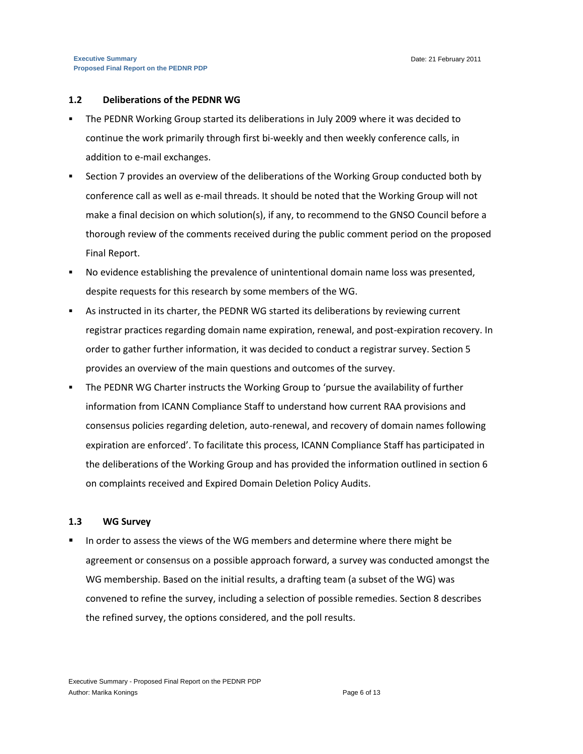## 1.2 Deliberations of the PEDNR WG

- The PEDNR Working Group started its deliberations in July 2009 where it was decided to continue the work primarily through first bi-weekly and then weekly conference calls, in addition to e-mail exchanges.
- Section 7 provides an overview of the deliberations of the Working Group conducted both by conference call as well as e-mail threads. It should be noted that the Working Group will not make a final decision on which solution(s), if any, to recommend to the GNSO Council before a thorough review of the comments received during the public comment period on the proposed Final Report.
- No evidence establishing the prevalence of unintentional domain name loss was presented, despite requests for this research by some members of the WG.
- As instructed in its charter, the PEDNR WG started its deliberations by reviewing current registrar practices regarding domain name expiration, renewal, and post-expiration recovery. In order to gather further information, it was decided to conduct a registrar survey. Section 5 provides an overview of the main questions and outcomes of the survey.
- The PEDNR WG Charter instructs the Working Group to 'pursue the availability of further information from ICANN Compliance Staff to understand how current RAA provisions and consensus policies regarding deletion, auto-renewal, and recovery of domain names following expiration are enforced'. To facilitate this process, ICANN Compliance Staff has participated in the deliberations of the Working Group and has provided the information outlined in section 6 on complaints received and Expired Domain Deletion Policy Audits.

## 1.3 WG Survey

- In order to assess the views of the WG members and determine where there might be agreement or consensus on a possible approach forward, a survey was conducted amongst the WG membership. Based on the initial results, a drafting team (a subset of the WG) was convened to refine the survey, including a selection of possible remedies. Section 8 describes the refined survey, the options considered, and the poll results.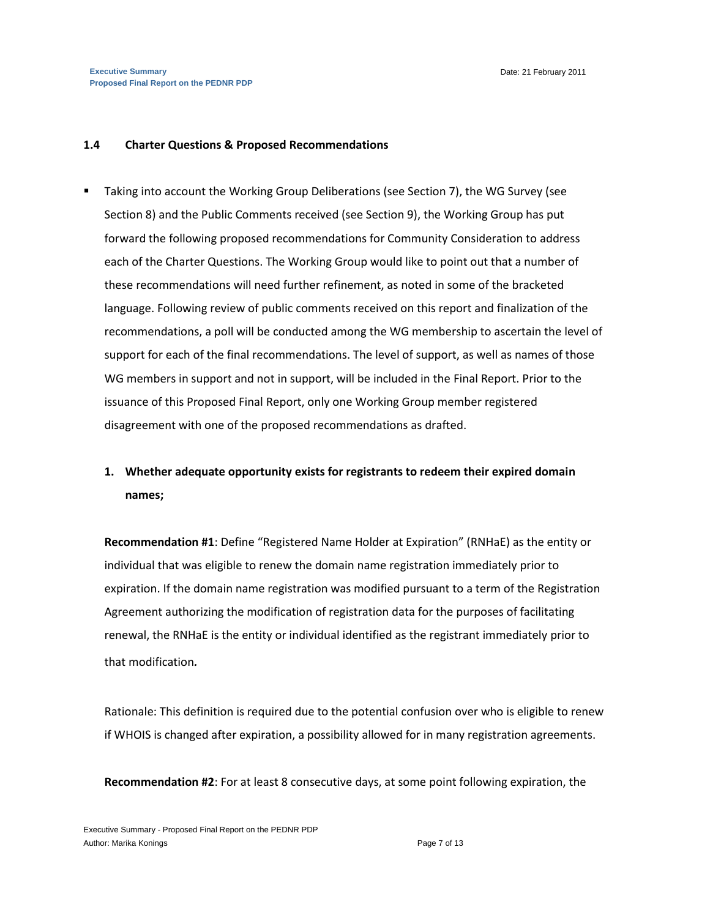### 1.4 Charter Questions & Proposed Recommendations

- Taking into account the Working Group Deliberations (see Section 7), the WG Survey (see Section 8) and the Public Comments received (see Section 9), the Working Group has put forward the following proposed recommendations for Community Consideration to address each of the Charter Questions. The Working Group would like to point out that a number of these recommendations will need further refinement, as noted in some of the bracketed language. Following review of public comments received on this report and finalization of the recommendations, a poll will be conducted among the WG membership to ascertain the level of support for each of the final recommendations. The level of support, as well as names of those WG members in support and not in support, will be included in the Final Report. Prior to the issuance of this Proposed Final Report, only one Working Group member registered disagreement with one of the proposed recommendations as drafted.

1. **Whether adequate opportunity exists for registrants to redeem their expired domain names;**

   **Recommendation #1**: Define "Registered Name Holder at Expiration" (RNHaE) as the entity or individual that was eligible to renew the domain name registration immediately prior to expiration. If the domain name registration was modified pursuant to a term of the Registration Agreement authorizing the modification of registration data for the purposes of facilitating renewal, the RNHaE is the entity or individual identified as the registrant immediately prior to that modification.

   Rationale: This definition is required due to the potential confusion over who is eligible to renew if WHOIS is changed after expiration, a possibility allowed for in many registration agreements.

   **Recommendation #2**: For at least 8 consecutive days, at some point following expiration, the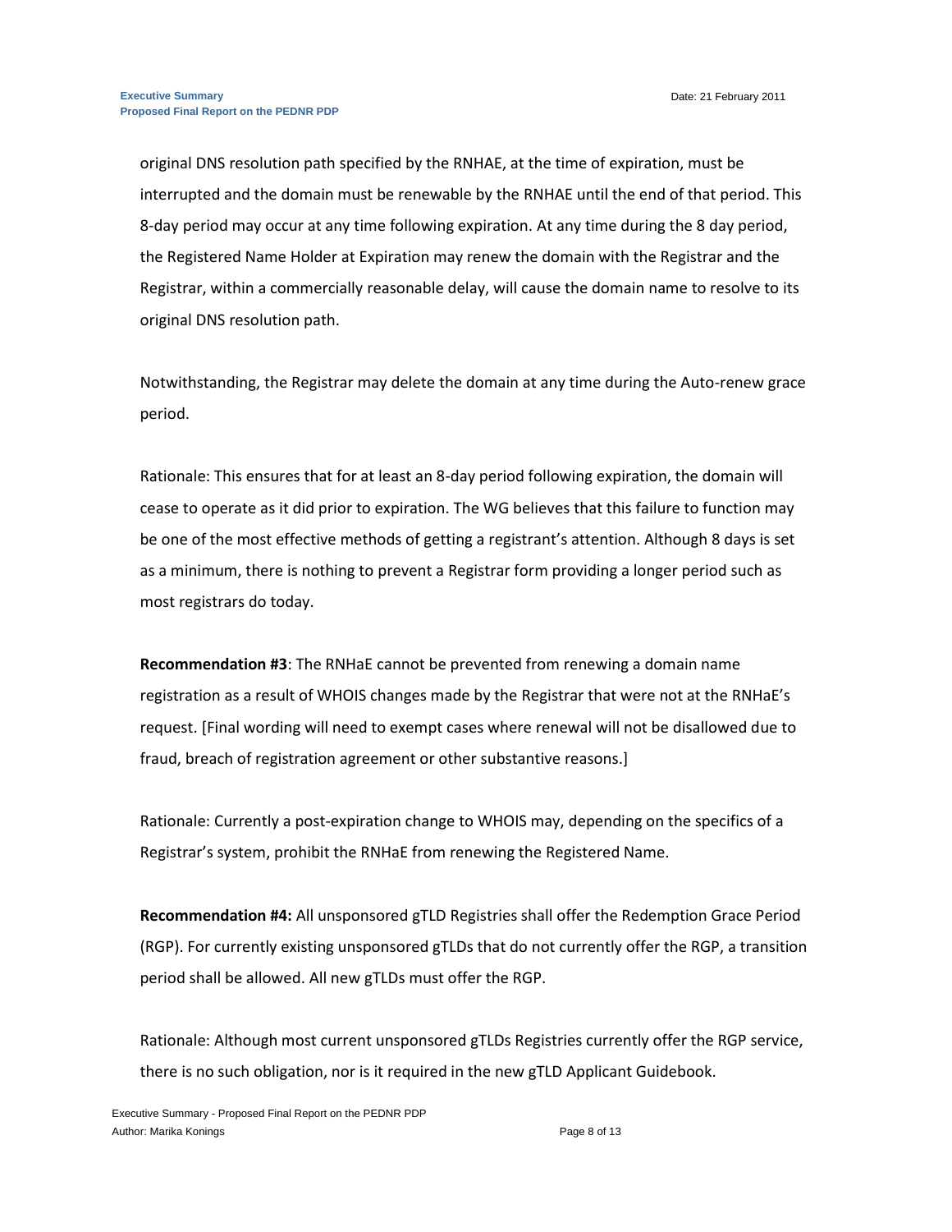original DNS resolution path specified by the RNHAE, at the time of expiration, must be interrupted and the domain must be renewable by the RNHAE until the end of that period. This 8-day period may occur at any time following expiration. At any time during the 8 day period, the Registered Name Holder at Expiration may renew the domain with the Registrar and the Registrar, within a commercially reasonable delay, will cause the domain name to resolve to its original DNS resolution path.

Notwithstanding, the Registrar may delete the domain at any time during the Auto-renew grace period.

Rationale: This ensures that for at least an 8-day period following expiration, the domain will cease to operate as it did prior to expiration. The WG believes that this failure to function may be one of the most effective methods of getting a registrant's attention. Although 8 days is set as a minimum, there is nothing to prevent a Registrar form providing a longer period such as most registrars do today.

**Recommendation #3**: The RNHaE cannot be prevented from renewing a domain name registration as a result of WHOIS changes made by the Registrar that were not at the RNHaE's request. [Final wording will need to exempt cases where renewal will not be disallowed due to fraud, breach of registration agreement or other substantive reasons.]

Rationale: Currently a post-expiration change to WHOIS may, depending on the specifics of a Registrar's system, prohibit the RNHaE from renewing the Registered Name.

**Recommendation #4:** All unsponsored gTLD Registries shall offer the Redemption Grace Period (RGP). For currently existing unsponsored gTLDs that do not currently offer the RGP, a transition period shall be allowed. All new gTLDs must offer the RGP.

Rationale: Although most current unsponsored gTLDs Registries currently offer the RGP service, there is no such obligation, nor is it required in the new gTLD Applicant Guidebook.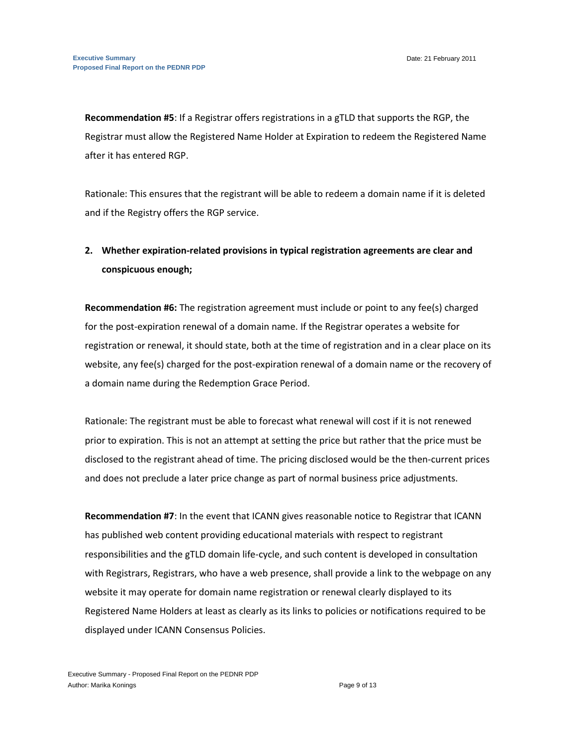**Recommendation #5**: If a Registrar offers registrations in a gTLD that supports the RGP, the Registrar must allow the Registered Name Holder at Expiration to redeem the Registered Name after it has entered RGP.

Rationale: This ensures that the registrant will be able to redeem a domain name if it is deleted and if the Registry offers the RGP service.

2. **Whether expiration-related provisions in typical registration agreements are clear and conspicuous enough;**

**Recommendation #6:** The registration agreement must include or point to any fee(s) charged for the post-expiration renewal of a domain name. If the Registrar operates a website for registration or renewal, it should state, both at the time of registration and in a clear place on its website, any fee(s) charged for the post-expiration renewal of a domain name or the recovery of a domain name during the Redemption Grace Period.

Rationale: The registrant must be able to forecast what renewal will cost if it is not renewed prior to expiration. This is not an attempt at setting the price but rather that the price must be disclosed to the registrant ahead of time. The pricing disclosed would be the then-current prices and does not preclude a later price change as part of normal business price adjustments.

**Recommendation #7**: In the event that ICANN gives reasonable notice to Registrar that ICANN has published web content providing educational materials with respect to registrant responsibilities and the gTLD domain life-cycle, and such content is developed in consultation with Registrars, Registrars, who have a web presence, shall provide a link to the webpage on any website it may operate for domain name registration or renewal clearly displayed to its Registered Name Holders at least as clearly as its links to policies or notifications required to be displayed under ICANN Consensus Policies.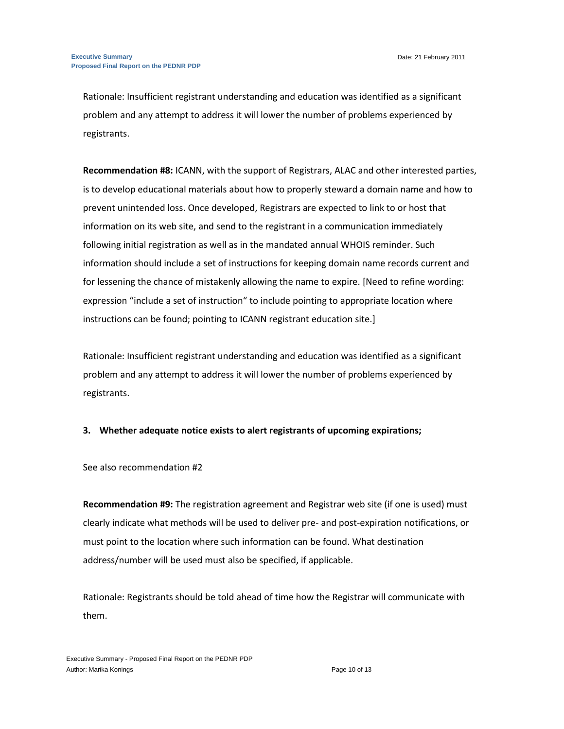Rationale: Insufficient registrant understanding and education was identified as a significant problem and any attempt to address it will lower the number of problems experienced by registrants.

**Recommendation #8:** ICANN, with the support of Registrars, ALAC and other interested parties, is to develop educational materials about how to properly steward a domain name and how to prevent unintended loss. Once developed, Registrars are expected to link to or host that information on its web site, and send to the registrant in a communication immediately following initial registration as well as in the mandated annual WHOIS reminder. Such information should include a set of instructions for keeping domain name records current and for lessening the chance of mistakenly allowing the name to expire. [Need to refine wording: expression "include a set of instruction" to include pointing to appropriate location where instructions can be found; pointing to ICANN registrant education site.]

Rationale: Insufficient registrant understanding and education was identified as a significant problem and any attempt to address it will lower the number of problems experienced by registrants.

**3. Whether adequate notice exists to alert registrants of upcoming expirations;**

See also recommendation #2

**Recommendation #9:** The registration agreement and Registrar web site (if one is used) must clearly indicate what methods will be used to deliver pre- and post-expiration notifications, or must point to the location where such information can be found. What destination address/number will be used must also be specified, if applicable.

Rationale: Registrants should be told ahead of time how the Registrar will communicate with them.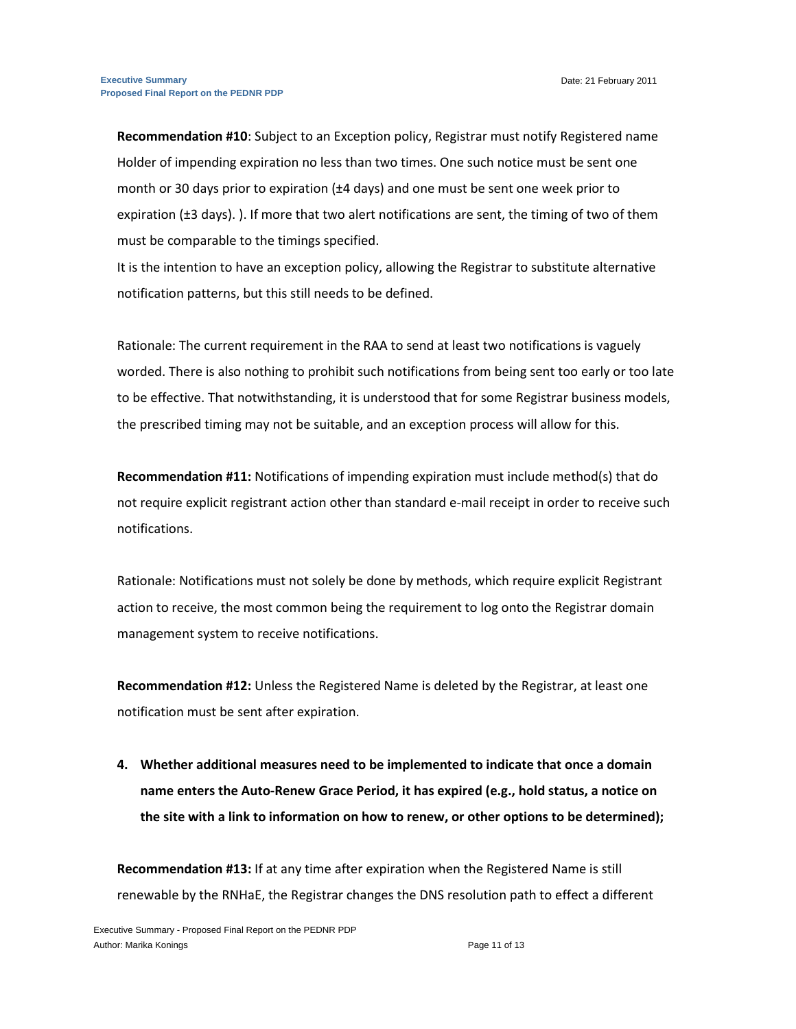**Recommendation #10**: Subject to an Exception policy, Registrar must notify Registered name Holder of impending expiration no less than two times. One such notice must be sent one month or 30 days prior to expiration (±4 days) and one must be sent one week prior to expiration (±3 days). ). If more that two alert notifications are sent, the timing of two of them must be comparable to the timings specified.
It is the intention to have an exception policy, allowing the Registrar to substitute alternative notification patterns, but this still needs to be defined.

Rationale: The current requirement in the RAA to send at least two notifications is vaguely worded. There is also nothing to prohibit such notifications from being sent too early or too late to be effective. That notwithstanding, it is understood that for some Registrar business models, the prescribed timing may not be suitable, and an exception process will allow for this.

**Recommendation #11:** Notifications of impending expiration must include method(s) that do not require explicit registrant action other than standard e-mail receipt in order to receive such notifications.

Rationale: Notifications must not solely be done by methods, which require explicit Registrant action to receive, the most common being the requirement to log onto the Registrar domain management system to receive notifications.

**Recommendation #12:** Unless the Registered Name is deleted by the Registrar, at least one notification must be sent after expiration.

4. **Whether additional measures need to be implemented to indicate that once a domain name enters the Auto-Renew Grace Period, it has expired (e.g., hold status, a notice on the site with a link to information on how to renew, or other options to be determined);**

**Recommendation #13:** If at any time after expiration when the Registered Name is still renewable by the RNHaE, the Registrar changes the DNS resolution path to effect a different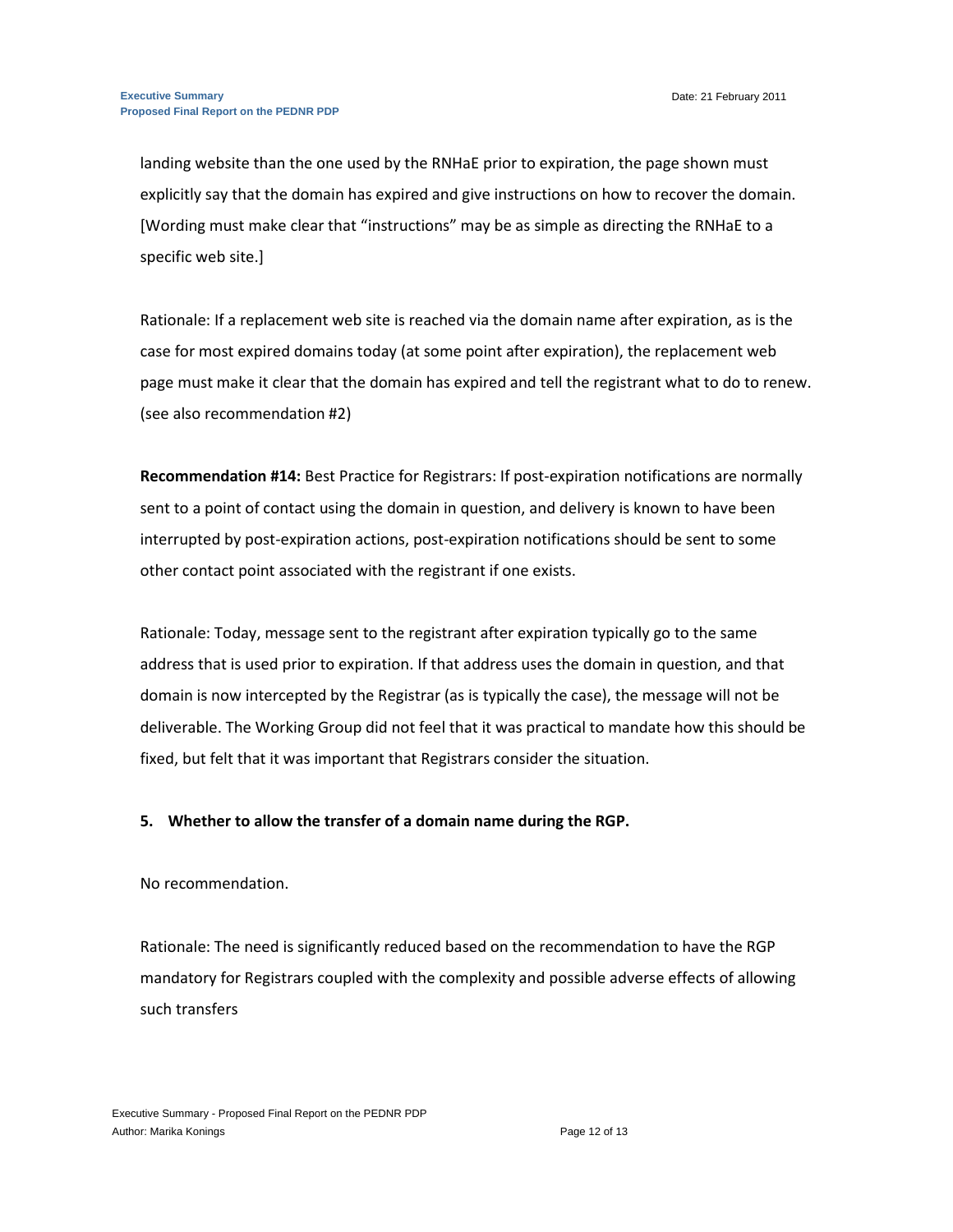landing website than the one used by the RNHaE prior to expiration, the page shown must explicitly say that the domain has expired and give instructions on how to recover the domain. [Wording must make clear that "instructions" may be as simple as directing the RNHaE to a specific web site.]

Rationale: If a replacement web site is reached via the domain name after expiration, as is the case for most expired domains today (at some point after expiration), the replacement web page must make it clear that the domain has expired and tell the registrant what to do to renew. (see also recommendation #2)

**Recommendation #14:** Best Practice for Registrars: If post-expiration notifications are normally sent to a point of contact using the domain in question, and delivery is known to have been interrupted by post-expiration actions, post-expiration notifications should be sent to some other contact point associated with the registrant if one exists.

Rationale: Today, message sent to the registrant after expiration typically go to the same address that is used prior to expiration. If that address uses the domain in question, and that domain is now intercepted by the Registrar (as is typically the case), the message will not be deliverable. The Working Group did not feel that it was practical to mandate how this should be fixed, but felt that it was important that Registrars consider the situation.

**5. Whether to allow the transfer of a domain name during the RGP.**

No recommendation.

Rationale: The need is significantly reduced based on the recommendation to have the RGP mandatory for Registrars coupled with the complexity and possible adverse effects of allowing such transfers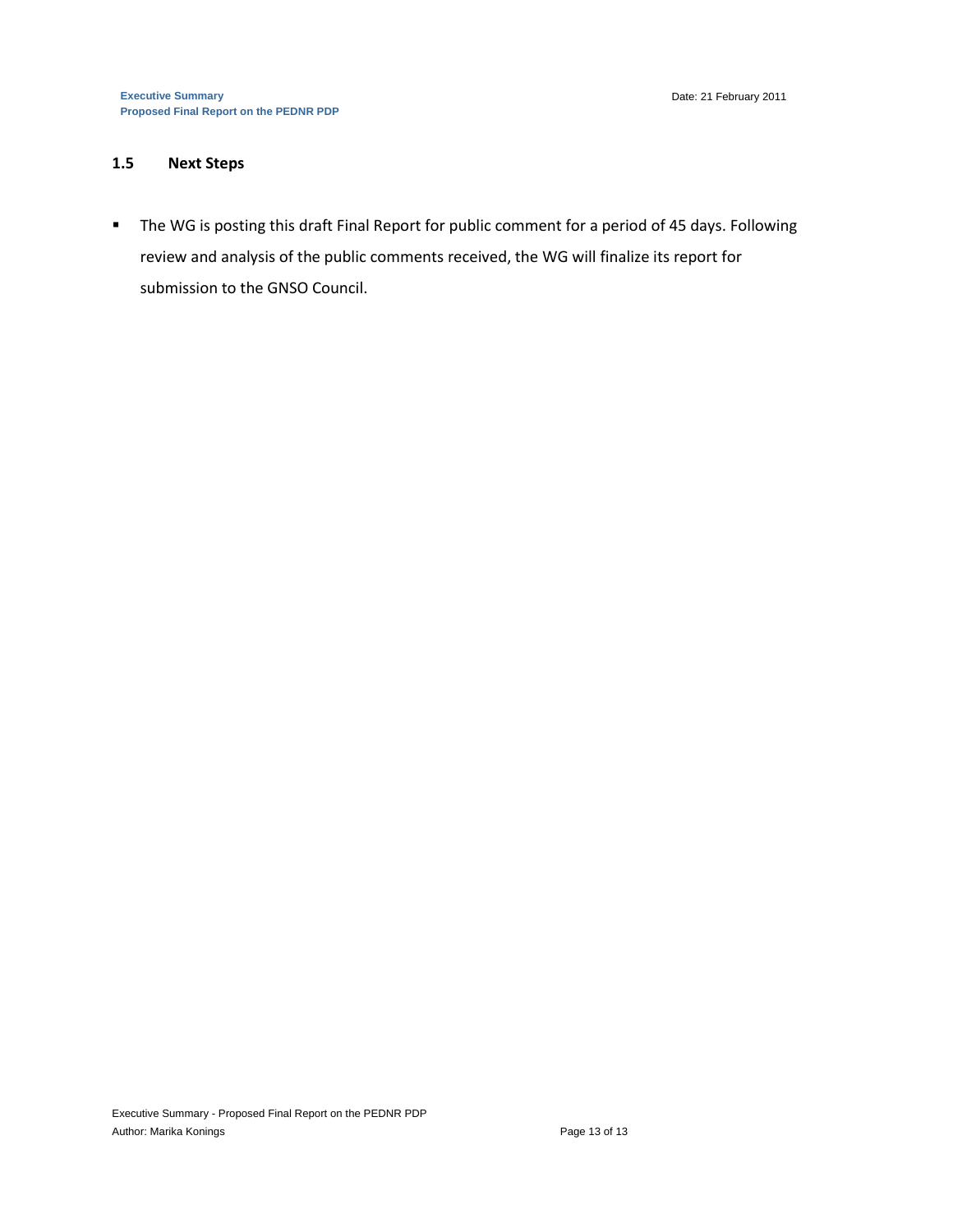## 1.5 Next Steps

- The WG is posting this draft Final Report for public comment for a period of 45 days. Following review and analysis of the public comments received, the WG will finalize its report for submission to the GNSO Council.